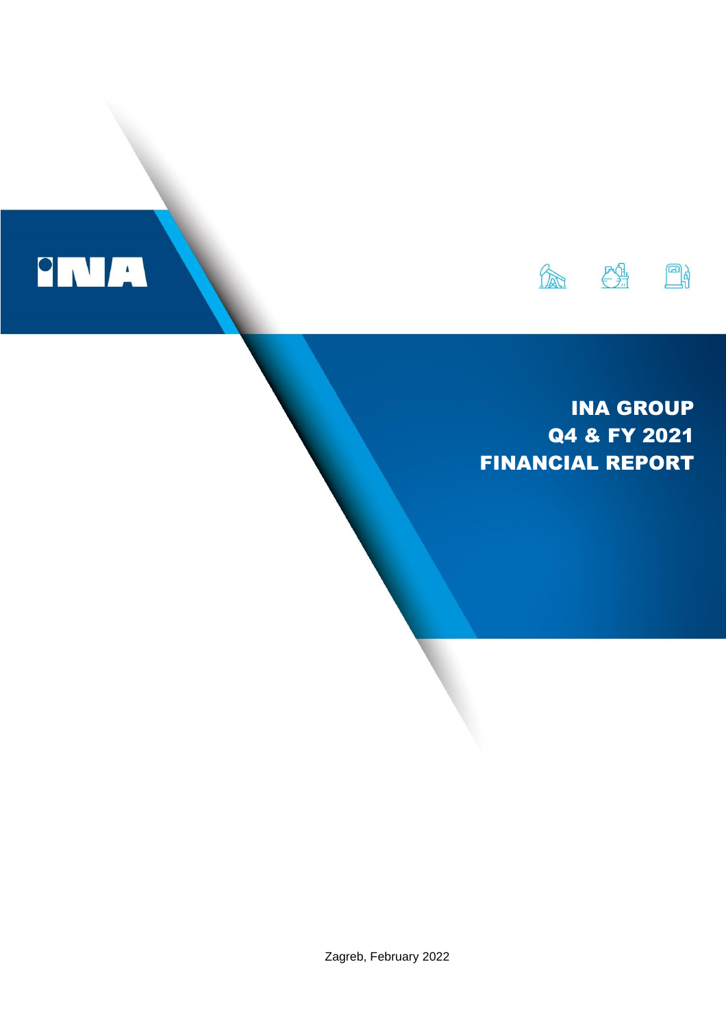INA

# INA GROUP
# Q4 & FY 2021
# FINANCIAL REPORT

Zagreb, February 2022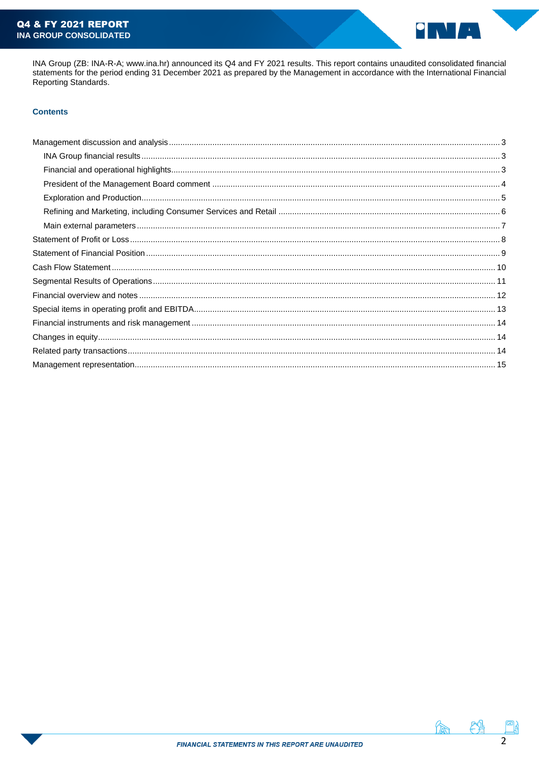INA Group (ZB: INA-R-A; www.ina.hr) announced its Q4 and FY 2021 results. This report contains unaudited consolidated financial statements for the period ending 31 December 2021 as prepared by the Management in accordance with the International Financial Reporting Standards.

## Contents

- Management discussion and analysis ..... 3
  - INA Group financial results ..... 3
  - Financial and operational highlights ..... 3
  - President of the Management Board comment ..... 4
  - Exploration and Production ..... 5
  - Refining and Marketing, including Consumer Services and Retail ..... 6
  - Main external parameters ..... 7
- Statement of Profit or Loss ..... 8
- Statement of Financial Position ..... 9
- Cash Flow Statement ..... 10
- Segmental Results of Operations ..... 11
- Financial overview and notes ..... 12
- Special items in operating profit and EBITDA ..... 13
- Financial instruments and risk management ..... 14
- Changes in equity ..... 14
- Related party transactions ..... 14
- Management representation ..... 15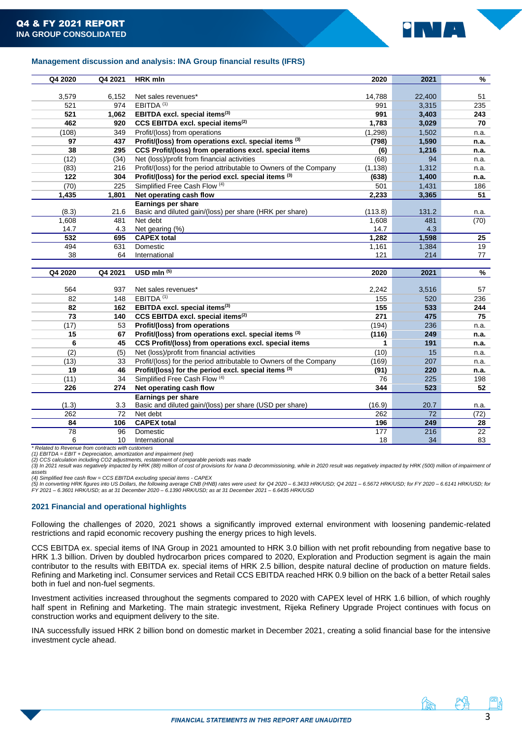## Management discussion and analysis: INA Group financial results (IFRS)

| Q4 2020 | Q4 2021 | HRK mln | 2020 | 2021 | % |
|---|---|---|---|---|---|
| 3,579 | 6,152 | Net sales revenues* | 14,788 | 22,400 | 51 |
| 521 | 974 | EBITDA [1] | 991 | 3,315 | 235 |
| **521** | **1,062** | **EBITDA excl. special items[3]** | **991** | **3,403** | **243** |
| **462** | **920** | **CCS EBITDA excl. special items[2]** | **1,783** | **3,029** | **70** |
| (108) | 349 | Profit/(loss) from operations | (1,298) | 1,502 | n.a. |
| **97** | **437** | **Profit/(loss) from operations excl. special items [3]** | **(798)** | **1,590** | **n.a.** |
| **38** | **295** | **CCS Profit/(loss) from operations excl. special items** | **(6)** | **1,216** | **n.a.** |
| (12) | (34) | Net (loss)/profit from financial activities | (68) | 94 | n.a. |
| (83) | 216 | Profit/(loss) for the period attributable to Owners of the Company | (1,138) | 1,312 | n.a. |
| **122** | **304** | **Profit/(loss) for the period excl. special items [3]** | **(638)** | **1,400** | **n.a.** |
| (70) | 225 | Simplified Free Cash Flow [4] | 501 | 1,431 | 186 |
| **1,435** | **1,801** | **Net operating cash flow** | **2,233** | **3,365** | **51** |
| | | **Earnings per share** | | | |
| (8.3) | 21.6 | Basic and diluted gain/(loss) per share (HRK per share) | (113.8) | 131.2 | n.a. |
| 1,608 | 481 | Net debt | 1,608 | 481 | (70) |
| 14.7 | 4.3 | Net gearing (%) | 14.7 | 4.3 | |
| **532** | **695** | **CAPEX total** | **1,282** | **1,598** | **25** |
| 494 | 631 | Domestic | 1,161 | 1,384 | 19 |
| 38 | 64 | International | 121 | 214 | 77 |

| Q4 2020 | Q4 2021 | USD mln [5] | 2020 | 2021 | % |
|---|---|---|---|---|---|
| 564 | 937 | Net sales revenues* | 2,242 | 3,516 | 57 |
| 82 | 148 | EBITDA [1] | 155 | 520 | 236 |
| **82** | **162** | **EBITDA excl. special items[3]** | **155** | **533** | **244** |
| **73** | **140** | **CCS EBITDA excl. special items[2]** | **271** | **475** | **75** |
| (17) | 53 | Profit/(loss) from operations | (194) | 236 | n.a. |
| **15** | **67** | **Profit/(loss) from operations excl. special items [3]** | **(116)** | **249** | **n.a.** |
| **6** | **45** | **CCS Profit/(loss) from operations excl. special items** | **1** | **191** | **n.a.** |
| (2) | (5) | Net (loss)/profit from financial activities | (10) | 15 | n.a. |
| (13) | 33 | Profit/(loss) for the period attributable to Owners of the Company | (169) | 207 | n.a. |
| **19** | **46** | **Profit/(loss) for the period excl. special items [3]** | **(91)** | **220** | **n.a.** |
| (11) | 34 | Simplified Free Cash Flow [4] | 76 | 225 | 198 |
| **226** | **274** | **Net operating cash flow** | **344** | **523** | **52** |
| | | **Earnings per share** | | | |
| (1.3) | 3.3 | Basic and diluted gain/(loss) per share (USD per share) | (16.9) | 20.7 | n.a. |
| 262 | 72 | Net debt | 262 | 72 | (72) |
| **84** | **106** | **CAPEX total** | **196** | **249** | **28** |
| 78 | 96 | Domestic | 177 | 216 | 22 |
| 6 | 10 | International | 18 | 34 | 83 |

*\* Related to Revenue from contracts with customers*
*(1) EBITDA = EBIT + Depreciation, amortization and impairment (net)*
*(2) CCS calculation including CO2 adjustments, restatement of comparable periods was made*
*(3) In 2021 result was negatively impacted by HRK (88) million of cost of provisions for Ivana D decommissioning, while in 2020 result was negatively impacted by HRK (500) million of impairment of assets*
*(4) Simplified free cash flow = CCS EBITDA excluding special items - CAPEX*
*(5) In converting HRK figures into US Dollars, the following average CNB (HNB) rates were used: for Q4 2020 – 6.3433 HRK/USD; Q4 2021 – 6.5672 HRK/USD; for FY 2020 – 6.6141 HRK/USD; for FY 2021 – 6.3601 HRK/USD; as at 31 December 2020 – 6.1390 HRK/USD; as at 31 December 2021 – 6.6435 HRK/USD*

## 2021 Financial and operational highlights

Following the challenges of 2020, 2021 shows a significantly improved external environment with loosening pandemic-related restrictions and rapid economic recovery pushing the energy prices to high levels.

CCS EBITDA ex. special items of INA Group in 2021 amounted to HRK 3.0 billion with net profit rebounding from negative base to HRK 1.3 billion. Driven by doubled hydrocarbon prices compared to 2020, Exploration and Production segment is again the main contributor to the results with EBITDA ex. special items of HRK 2.5 billion, despite natural decline of production on mature fields. Refining and Marketing incl. Consumer services and Retail CCS EBITDA reached HRK 0.9 billion on the back of a better Retail sales both in fuel and non-fuel segments.

Investment activities increased throughout the segments compared to 2020 with CAPEX level of HRK 1.6 billion, of which roughly half spent in Refining and Marketing. The main strategic investment, Rijeka Refinery Upgrade Project continues with focus on construction works and equipment delivery to the site.

INA successfully issued HRK 2 billion bond on domestic market in December 2021, creating a solid financial base for the intensive investment cycle ahead.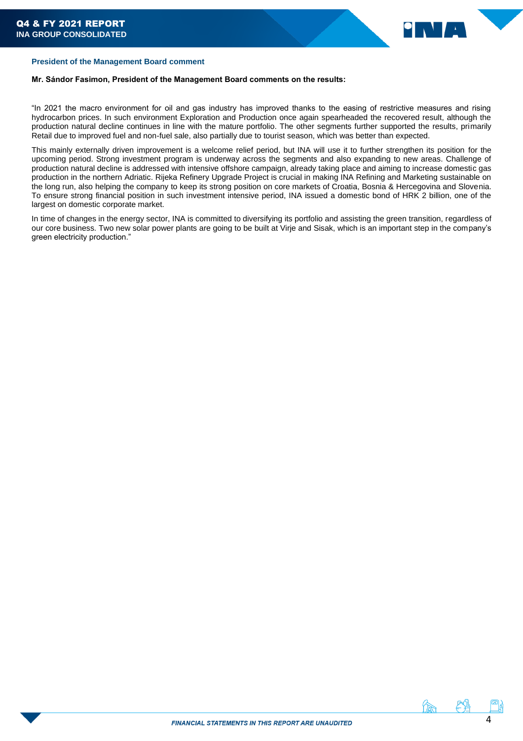## President of the Management Board comment

**Mr. Sándor Fasimon, President of the Management Board comments on the results:**

"In 2021 the macro environment for oil and gas industry has improved thanks to the easing of restrictive measures and rising hydrocarbon prices. In such environment Exploration and Production once again spearheaded the recovered result, although the production natural decline continues in line with the mature portfolio. The other segments further supported the results, primarily Retail due to improved fuel and non-fuel sale, also partially due to tourist season, which was better than expected.

This mainly externally driven improvement is a welcome relief period, but INA will use it to further strengthen its position for the upcoming period. Strong investment program is underway across the segments and also expanding to new areas. Challenge of production natural decline is addressed with intensive offshore campaign, already taking place and aiming to increase domestic gas production in the northern Adriatic. Rijeka Refinery Upgrade Project is crucial in making INA Refining and Marketing sustainable on the long run, also helping the company to keep its strong position on core markets of Croatia, Bosnia & Hercegovina and Slovenia. To ensure strong financial position in such investment intensive period, INA issued a domestic bond of HRK 2 billion, one of the largest on domestic corporate market.

In time of changes in the energy sector, INA is committed to diversifying its portfolio and assisting the green transition, regardless of our core business. Two new solar power plants are going to be built at Virje and Sisak, which is an important step in the company's green electricity production."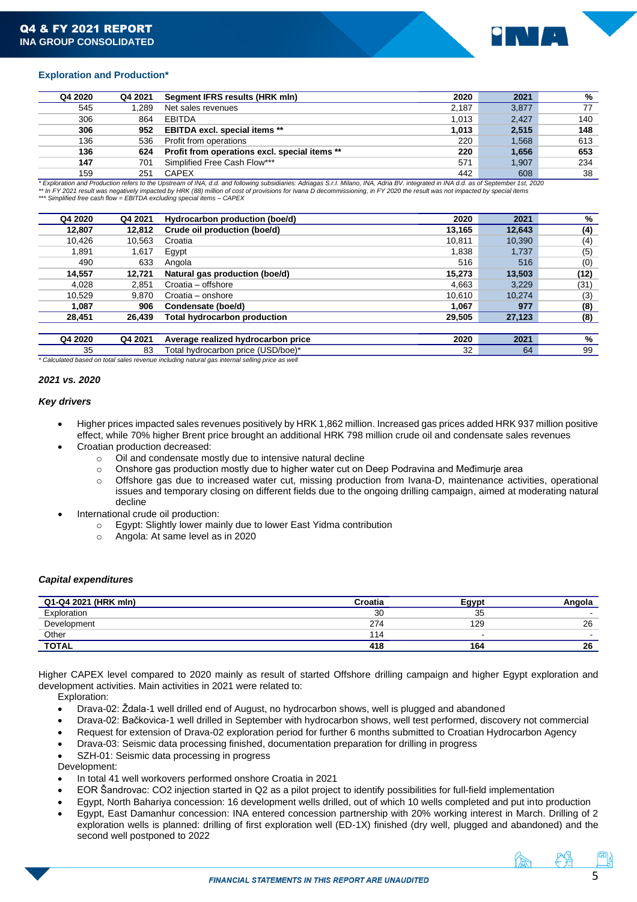## Exploration and Production*

| Q4 2020 | Q4 2021 | Segment IFRS results (HRK mln) | 2020 | 2021 | % |
|---|---|---|---|---|---|
| 545 | 1,289 | Net sales revenues | 2,187 | 3,877 | 77 |
| 306 | 864 | EBITDA | 1,013 | 2,427 | 140 |
| **306** | **952** | **EBITDA excl. special items \*\*** | **1,013** | **2,515** | **148** |
| 136 | 536 | Profit from operations | 220 | 1,568 | 613 |
| **136** | **624** | **Profit from operations excl. special items \*\*** | **220** | **1,656** | **653** |
| 147 | 701 | Simplified Free Cash Flow*** | 571 | 1,907 | 234 |
| 159 | 251 | CAPEX | 442 | 608 | 38 |

*\* Exploration and Production refers to the Upstream of INA, d.d. and following subsidiaries: Adriagas S.r.l. Milano, INA, Adria BV. integrated in INA d.d. as of September 1st, 2020*
*\*\* In FY 2021 result was negatively impacted by HRK (88) million of cost of provisions for Ivana D decommissioning, in FY 2020 the result was not impacted by special items*
*\*\*\* Simplified free cash flow = EBITDA excluding special items – CAPEX*

| Q4 2020 | Q4 2021 | Hydrocarbon production (boe/d) | 2020 | 2021 | % |
|---|---|---|---|---|---|
| **12,807** | **12,812** | **Crude oil production (boe/d)** | **13,165** | **12,643** | **(4)** |
| 10,426 | 10,563 | Croatia | 10,811 | 10,390 | (4) |
| 1,891 | 1,617 | Egypt | 1,838 | 1,737 | (5) |
| 490 | 633 | Angola | 516 | 516 | (0) |
| **14,557** | **12,721** | **Natural gas production (boe/d)** | **15,273** | **13,503** | **(12)** |
| 4,028 | 2,851 | Croatia – offshore | 4,663 | 3,229 | (31) |
| 10,529 | 9,870 | Croatia – onshore | 10,610 | 10,274 | (3) |
| **1,087** | **906** | **Condensate (boe/d)** | **1,067** | **977** | **(8)** |
| **28,451** | **26,439** | **Total hydrocarbon production** | **29,505** | **27,123** | **(8)** |

| Q4 2020 | Q4 2021 | Average realized hydrocarbon price | 2020 | 2021 | % |
|---|---|---|---|---|---|
| 35 | 83 | Total hydrocarbon price (USD/boe)* | 32 | 64 | 99 |

*\* Calculated based on total sales revenue including natural gas internal selling price as well*

***2021 vs. 2020***

***Key drivers***

- Higher prices impacted sales revenues positively by HRK 1,862 million. Increased gas prices added HRK 937 million positive effect, while 70% higher Brent price brought an additional HRK 798 million crude oil and condensate sales revenues
- Croatian production decreased:
  - Oil and condensate mostly due to intensive natural decline
  - Onshore gas production mostly due to higher water cut on Deep Podravina and Međimurje area
  - Offshore gas due to increased water cut, missing production from Ivana-D, maintenance activities, operational issues and temporary closing on different fields due to the ongoing drilling campaign, aimed at moderating natural decline
- International crude oil production:
  - Egypt: Slightly lower mainly due to lower East Yidma contribution
  - Angola: At same level as in 2020

***Capital expenditures***

| Q1-Q4 2021 (HRK mln) | Croatia | Egypt | Angola |
|---|---|---|---|
| Exploration | 30 | 35 | - |
| Development | 274 | 129 | 26 |
| Other | 114 | - | - |
| **TOTAL** | **418** | **164** | **26** |

Higher CAPEX level compared to 2020 mainly as result of started Offshore drilling campaign and higher Egypt exploration and development activities. Main activities in 2021 were related to:

Exploration:

- Drava-02: Ždala-1 well drilled end of August, no hydrocarbon shows, well is plugged and abandoned
- Drava-02: Bačkovica-1 well drilled in September with hydrocarbon shows, well test performed, discovery not commercial
- Request for extension of Drava-02 exploration period for further 6 months submitted to Croatian Hydrocarbon Agency
- Drava-03: Seismic data processing finished, documentation preparation for drilling in progress
- SZH-01: Seismic data processing in progress

Development:

- In total 41 well workovers performed onshore Croatia in 2021
- EOR Šandrovac: $CO_2$ injection started in Q2 as a pilot project to identify possibilities for full-field implementation
- Egypt, North Bahariya concession: 16 development wells drilled, out of which 10 wells completed and put into production
- Egypt, East Damanhur concession: INA entered concession partnership with 20% working interest in March. Drilling of 2 exploration wells is planned: drilling of first exploration well (ED-1X) finished (dry well, plugged and abandoned) and the second well postponed to 2022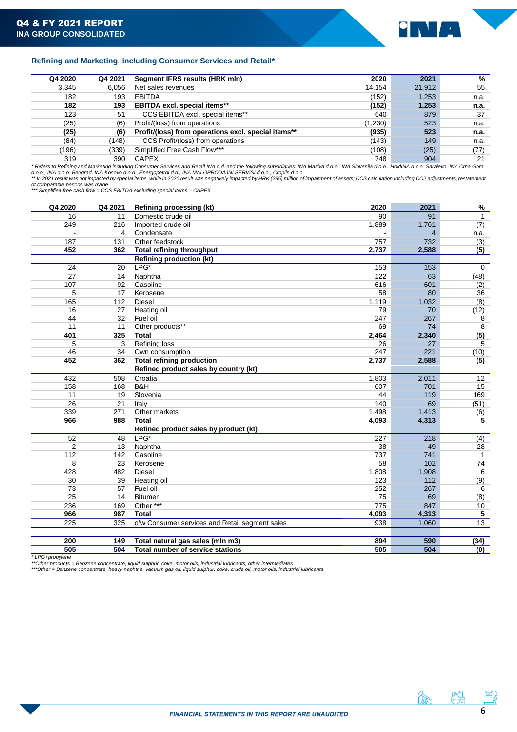## Refining and Marketing, including Consumer Services and Retail*

| Q4 2020 | Q4 2021 | Segment IFRS results (HRK mln) | 2020 | 2021 | % |
|---|---|---|---|---|---|
| 3,345 | 6,056 | Net sales revenues | 14,154 | 21,912 | 55 |
| 182 | 193 | EBITDA | (152) | 1,253 | n.a. |
| **182** | **193** | **EBITDA excl. special items**** | **(152)** | **1,253** | **n.a.** |
| 123 | 51 | CCS EBITDA excl. special items** | 640 | 879 | 37 |
| (25) | (6) | Profit/(loss) from operations | (1,230) | 523 | n.a. |
| **(25)** | **(6)** | **Profit/(loss) from operations excl. special items**** | **(935)** | **523** | **n.a.** |
| (84) | (148) | CCS Profit/(loss) from operations | (143) | 149 | n.a. |
| (196) | (339) | Simplified Free Cash Flow*** | (108) | (25) | (77) |
| 319 | 390 | CAPEX | 748 | 904 | 21 |

* Refers to Refining and Marketing including Consumer Services and Retail INA d.d. and the following subsidiaries: INA Maziva d.o.o., INA Slovenija d.o.o., HoldINA d.o.o. Sarajevo, INA Crna Gora d.o.o., INA d.o.o. Beograd, INA Kosovo d.o.o., Energopetrol d.d., INA MALOPRODAJNI SERVISI d.o.o., Croplin d.o.o.
** In 2021 result was not impacted by special items, while in 2020 result was negatively impacted by HRK (295) million of impairment of assets; CCS calculation including CO2 adjustments, restatement of comparable periods was made
*** Simplified free cash flow = CCS EBITDA excluding special items – CAPEX

| Q4 2020 | Q4 2021 | Refining processing (kt) | 2020 | 2021 | % |
|---|---|---|---|---|---|
| 16 | 11 | Domestic crude oil | 90 | 91 | 1 |
| 249 | 216 | Imported crude oil | 1,889 | 1,761 | (7) |
| - | 4 | Condensate | - | 4 | n.a. |
| 187 | 131 | Other feedstock | 757 | 732 | (3) |
| **452** | **362** | **Total refining throughput** | **2,737** | **2,588** | **(5)** |
| | | **Refining production (kt)** | | | |
| 24 | 20 | LPG* | 153 | 153 | 0 |
| 27 | 14 | Naphtha | 122 | 63 | (48) |
| 107 | 92 | Gasoline | 616 | 601 | (2) |
| 5 | 17 | Kerosene | 58 | 80 | 36 |
| 165 | 112 | Diesel | 1,119 | 1,032 | (8) |
| 16 | 27 | Heating oil | 79 | 70 | (12) |
| 44 | 32 | Fuel oil | 247 | 267 | 8 |
| 11 | 11 | Other products** | 69 | 74 | 8 |
| **401** | **325** | **Total** | **2,464** | **2,340** | **(5)** |
| 5 | 3 | Refining loss | 26 | 27 | 5 |
| 46 | 34 | Own consumption | 247 | 221 | (10) |
| **452** | **362** | **Total refining production** | **2,737** | **2,588** | **(5)** |
| | | **Refined product sales by country (kt)** | | | |
| 432 | 508 | Croatia | 1,803 | 2,011 | 12 |
| 158 | 168 | B&H | 607 | 701 | 15 |
| 11 | 19 | Slovenia | 44 | 119 | 169 |
| 26 | 21 | Italy | 140 | 69 | (51) |
| 339 | 271 | Other markets | 1,498 | 1,413 | (6) |
| **966** | **988** | **Total** | **4,093** | **4,313** | **5** |
| | | **Refined product sales by product (kt)** | | | |
| 52 | 48 | LPG* | 227 | 218 | (4) |
| 2 | 13 | Naphtha | 38 | 49 | 28 |
| 112 | 142 | Gasoline | 737 | 741 | 1 |
| 8 | 23 | Kerosene | 58 | 102 | 74 |
| 428 | 482 | Diesel | 1,808 | 1,908 | 6 |
| 30 | 39 | Heating oil | 123 | 112 | (9) |
| 73 | 57 | Fuel oil | 252 | 267 | 6 |
| 25 | 14 | Bitumen | 75 | 69 | (8) |
| 236 | 169 | Other *** | 775 | 847 | 10 |
| **966** | **987** | **Total** | **4,093** | **4,313** | **5** |
| 225 | 325 | o/w Consumer services and Retail segment sales | 938 | 1,060 | 13 |
| | | | | | |
| **200** | **149** | **Total natural gas sales (mln m3)** | **894** | **590** | **(34)** |
| **505** | **504** | **Total number of service stations** | **505** | **504** | **(0)** |

* LPG+propylene
**Other products = Benzene concentrate, liquid sulphur, coke, motor oils, industrial lubricants, other intermediates
***Other = Benzene concentrate, heavy naphtha, vacuum gas oil, liquid sulphur, coke, crude oil, motor oils, industrial lubricants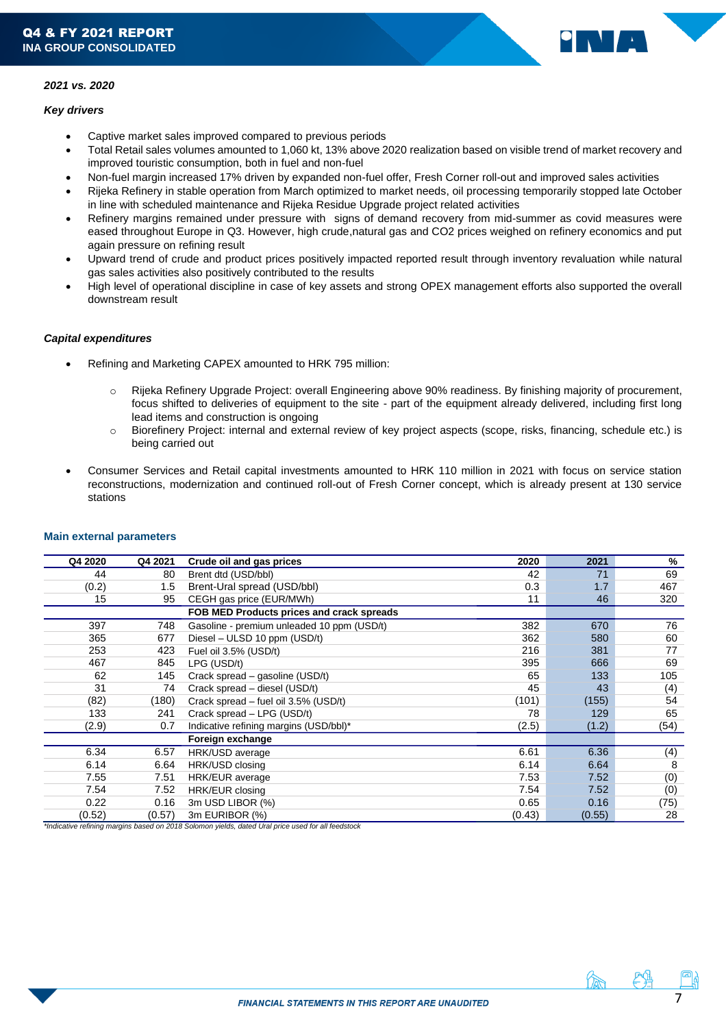*2021 vs. 2020*

*Key drivers*

- Captive market sales improved compared to previous periods
- Total Retail sales volumes amounted to 1,060 kt, 13% above 2020 realization based on visible trend of market recovery and improved touristic consumption, both in fuel and non-fuel
- Non-fuel margin increased 17% driven by expanded non-fuel offer, Fresh Corner roll-out and improved sales activities
- Rijeka Refinery in stable operation from March optimized to market needs, oil processing temporarily stopped late October in line with scheduled maintenance and Rijeka Residue Upgrade project related activities
- Refinery margins remained under pressure with signs of demand recovery from mid-summer as covid measures were eased throughout Europe in Q3. However, high crude,natural gas and CO2 prices weighed on refinery economics and put again pressure on refining result
- Upward trend of crude and product prices positively impacted reported result through inventory revaluation while natural gas sales activities also positively contributed to the results
- High level of operational discipline in case of key assets and strong OPEX management efforts also supported the overall downstream result

*Capital expenditures*

- Refining and Marketing CAPEX amounted to HRK 795 million:
  - Rijeka Refinery Upgrade Project: overall Engineering above 90% readiness. By finishing majority of procurement, focus shifted to deliveries of equipment to the site - part of the equipment already delivered, including first long lead items and construction is ongoing
  - Biorefinery Project: internal and external review of key project aspects (scope, risks, financing, schedule etc.) is being carried out
- Consumer Services and Retail capital investments amounted to HRK 110 million in 2021 with focus on service station reconstructions, modernization and continued roll-out of Fresh Corner concept, which is already present at 130 service stations

**Main external parameters**

| Q4 2020 | Q4 2021 | Crude oil and gas prices | 2020 | 2021 | % |
|---|---|---|---|---|---|
| 44 | 80 | Brent dtd (USD/bbl) | 42 | 71 | 69 |
| (0.2) | 1.5 | Brent-Ural spread (USD/bbl) | 0.3 | 1.7 | 467 |
| 15 | 95 | CEGH gas price (EUR/MWh) | 11 | 46 | 320 |
| | | **FOB MED Products prices and crack spreads** | | | |
| 397 | 748 | Gasoline - premium unleaded 10 ppm (USD/t) | 382 | 670 | 76 |
| 365 | 677 | Diesel – ULSD 10 ppm (USD/t) | 362 | 580 | 60 |
| 253 | 423 | Fuel oil 3.5% (USD/t) | 216 | 381 | 77 |
| 467 | 845 | LPG (USD/t) | 395 | 666 | 69 |
| 62 | 145 | Crack spread – gasoline (USD/t) | 65 | 133 | 105 |
| 31 | 74 | Crack spread – diesel (USD/t) | 45 | 43 | (4) |
| (82) | (180) | Crack spread – fuel oil 3.5% (USD/t) | (101) | (155) | 54 |
| 133 | 241 | Crack spread – LPG (USD/t) | 78 | 129 | 65 |
| (2.9) | 0.7 | Indicative refining margins (USD/bbl)* | (2.5) | (1.2) | (54) |
| | | **Foreign exchange** | | | |
| 6.34 | 6.57 | HRK/USD average | 6.61 | 6.36 | (4) |
| 6.14 | 6.64 | HRK/USD closing | 6.14 | 6.64 | 8 |
| 7.55 | 7.51 | HRK/EUR average | 7.53 | 7.52 | (0) |
| 7.54 | 7.52 | HRK/EUR closing | 7.54 | 7.52 | (0) |
| 0.22 | 0.16 | 3m USD LIBOR (%) | 0.65 | 0.16 | (75) |
| (0.52) | (0.57) | 3m EURIBOR (%) | (0.43) | (0.55) | 28 |

*\*Indicative refining margins based on 2018 Solomon yields, dated Ural price used for all feedstock*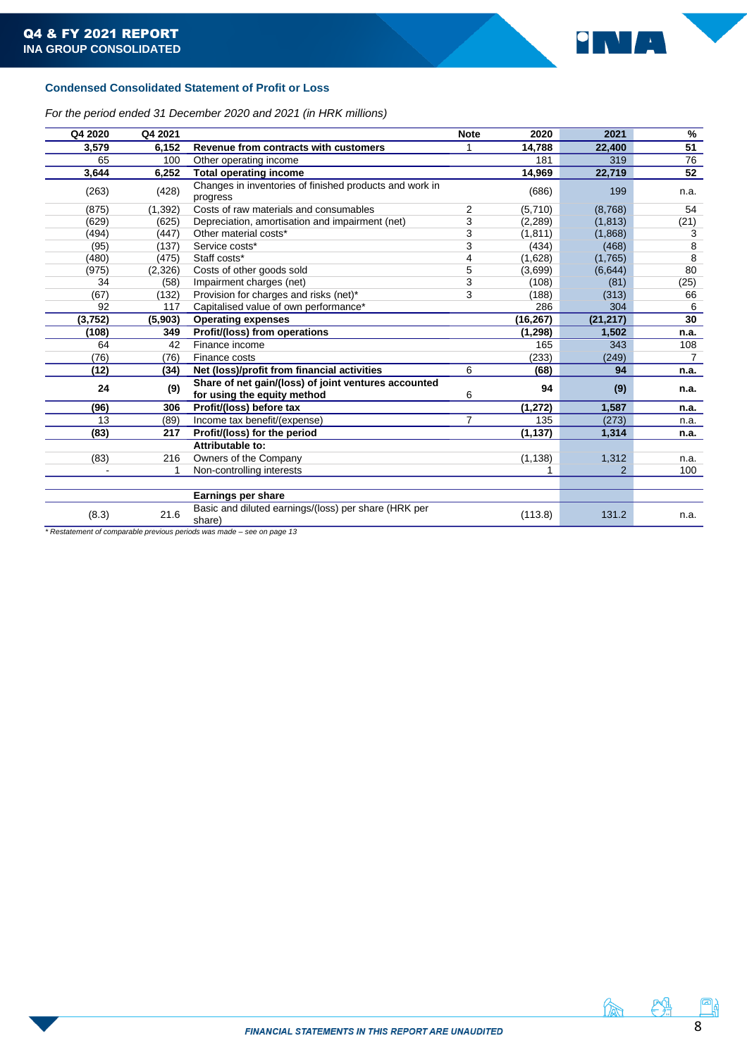## Condensed Consolidated Statement of Profit or Loss

*For the period ended 31 December 2020 and 2021 (in HRK millions)*

| Q4 2020 | Q4 2021 | | Note | 2020 | 2021 | % |
|---|---|---|---|---|---|---|
| **3,579** | **6,152** | **Revenue from contracts with customers** | 1 | **14,788** | **22,400** | **51** |
| 65 | 100 | Other operating income | | 181 | 319 | 76 |
| **3,644** | **6,252** | **Total operating income** | | **14,969** | **22,719** | **52** |
| (263) | (428) | Changes in inventories of finished products and work in progress | | (686) | 199 | n.a. |
| (875) | (1,392) | Costs of raw materials and consumables | 2 | (5,710) | (8,768) | 54 |
| (629) | (625) | Depreciation, amortisation and impairment (net) | 3 | (2,289) | (1,813) | (21) |
| (494) | (447) | Other material costs* | 3 | (1,811) | (1,868) | 3 |
| (95) | (137) | Service costs* | 3 | (434) | (468) | 8 |
| (480) | (475) | Staff costs* | 4 | (1,628) | (1,765) | 8 |
| (975) | (2,326) | Costs of other goods sold | 5 | (3,699) | (6,644) | 80 |
| 34 | (58) | Impairment charges (net) | 3 | (108) | (81) | (25) |
| (67) | (132) | Provision for charges and risks (net)* | 3 | (188) | (313) | 66 |
| 92 | 117 | Capitalised value of own performance* | | 286 | 304 | 6 |
| **(3,752)** | **(5,903)** | **Operating expenses** | | **(16,267)** | **(21,217)** | **30** |
| **(108)** | **349** | **Profit/(loss) from operations** | | **(1,298)** | **1,502** | **n.a.** |
| 64 | 42 | Finance income | | 165 | 343 | 108 |
| (76) | (76) | Finance costs | | (233) | (249) | 7 |
| **(12)** | **(34)** | **Net (loss)/profit from financial activities** | 6 | **(68)** | **94** | **n.a.** |
| **24** | **(9)** | **Share of net gain/(loss) of joint ventures accounted for using the equity method** | 6 | **94** | **(9)** | **n.a.** |
| **(96)** | **306** | **Profit/(loss) before tax** | | **(1,272)** | **1,587** | **n.a.** |
| 13 | (89) | Income tax benefit/(expense) | 7 | 135 | (273) | n.a. |
| **(83)** | **217** | **Profit/(loss) for the period** | | **(1,137)** | **1,314** | **n.a.** |
| | | **Attributable to:** | | | | |
| (83) | 216 | Owners of the Company | | (1,138) | 1,312 | n.a. |
| - | 1 | Non-controlling interests | | 1 | 2 | 100 |
| | | | | | | |
| | | **Earnings per share** | | | | |
| (8.3) | 21.6 | Basic and diluted earnings/(loss) per share (HRK per share) | | (113.8) | 131.2 | n.a. |

*\* Restatement of comparable previous periods was made – see on page 13*

*FINANCIAL STATEMENTS IN THIS REPORT ARE UNAUDITED*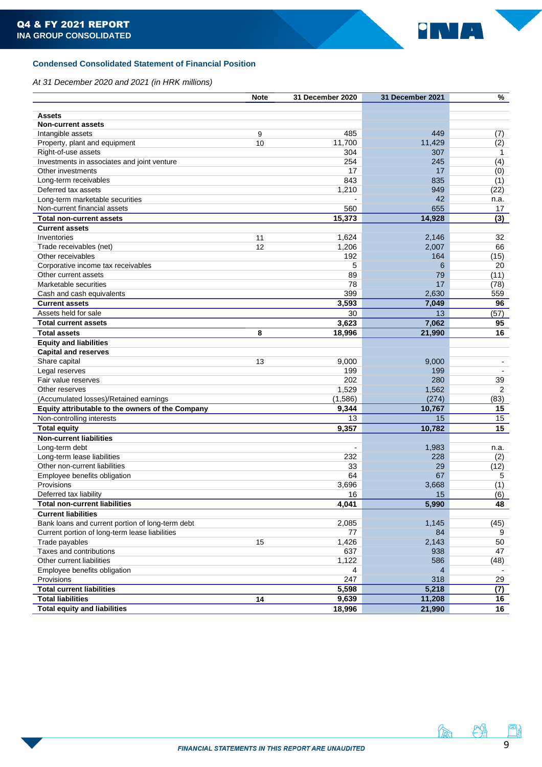## Condensed Consolidated Statement of Financial Position

*At 31 December 2020 and 2021 (in HRK millions)*

| | Note | 31 December 2020 | 31 December 2021 | % |
|---|---|---|---|---|
| **Assets** | | | | |
| **Non-current assets** | | | | |
| Intangible assets | 9 | 485 | 449 | (7) |
| Property, plant and equipment | 10 | 11,700 | 11,429 | (2) |
| Right-of-use assets | | 304 | 307 | 1 |
| Investments in associates and joint venture | | 254 | 245 | (4) |
| Other investments | | 17 | 17 | (0) |
| Long-term receivables | | 843 | 835 | (1) |
| Deferred tax assets | | 1,210 | 949 | (22) |
| Long-term marketable securities | | - | 42 | n.a. |
| Non-current financial assets | | 560 | 655 | 17 |
| **Total non-current assets** | | **15,373** | **14,928** | **(3)** |
| **Current assets** | | | | |
| Inventories | 11 | 1,624 | 2,146 | 32 |
| Trade receivables (net) | 12 | 1,206 | 2,007 | 66 |
| Other receivables | | 192 | 164 | (15) |
| Corporative income tax receivables | | 5 | 6 | 20 |
| Other current assets | | 89 | 79 | (11) |
| Marketable securities | | 78 | 17 | (78) |
| Cash and cash equivalents | | 399 | 2,630 | 559 |
| **Current assets** | | **3,593** | **7,049** | **96** |
| Assets held for sale | | 30 | 13 | (57) |
| **Total current assets** | | **3,623** | **7,062** | **95** |
| **Total assets** | **8** | **18,996** | **21,990** | **16** |
| **Equity and liabilities** | | | | |
| **Capital and reserves** | | | | |
| Share capital | 13 | 9,000 | 9,000 | - |
| Legal reserves | | 199 | 199 | - |
| Fair value reserves | | 202 | 280 | 39 |
| Other reserves | | 1,529 | 1,562 | 2 |
| (Accumulated losses)/Retained earnings | | (1,586) | (274) | (83) |
| **Equity attributable to the owners of the Company** | | **9,344** | **10,767** | **15** |
| Non-controlling interests | | 13 | 15 | 15 |
| **Total equity** | | **9,357** | **10,782** | **15** |
| **Non-current liabilities** | | | | |
| Long-term debt | | - | 1,983 | n.a. |
| Long-term lease liabilities | | 232 | 228 | (2) |
| Other non-current liabilities | | 33 | 29 | (12) |
| Employee benefits obligation | | 64 | 67 | 5 |
| Provisions | | 3,696 | 3,668 | (1) |
| Deferred tax liability | | 16 | 15 | (6) |
| **Total non-current liabilities** | | **4,041** | **5,990** | **48** |
| **Current liabilities** | | | | |
| Bank loans and current portion of long-term debt | | 2,085 | 1,145 | (45) |
| Current portion of long-term lease liabilities | | 77 | 84 | 9 |
| Trade payables | 15 | 1,426 | 2,143 | 50 |
| Taxes and contributions | | 637 | 938 | 47 |
| Other current liabilities | | 1,122 | 586 | (48) |
| Employee benefits obligation | | 4 | 4 | - |
| Provisions | | 247 | 318 | 29 |
| **Total current liabilities** | | **5,598** | **5,218** | **(7)** |
| **Total liabilities** | **14** | **9,639** | **11,208** | **16** |
| **Total equity and liabilities** | | **18,996** | **21,990** | **16** |

*FINANCIAL STATEMENTS IN THIS REPORT ARE UNAUDITED*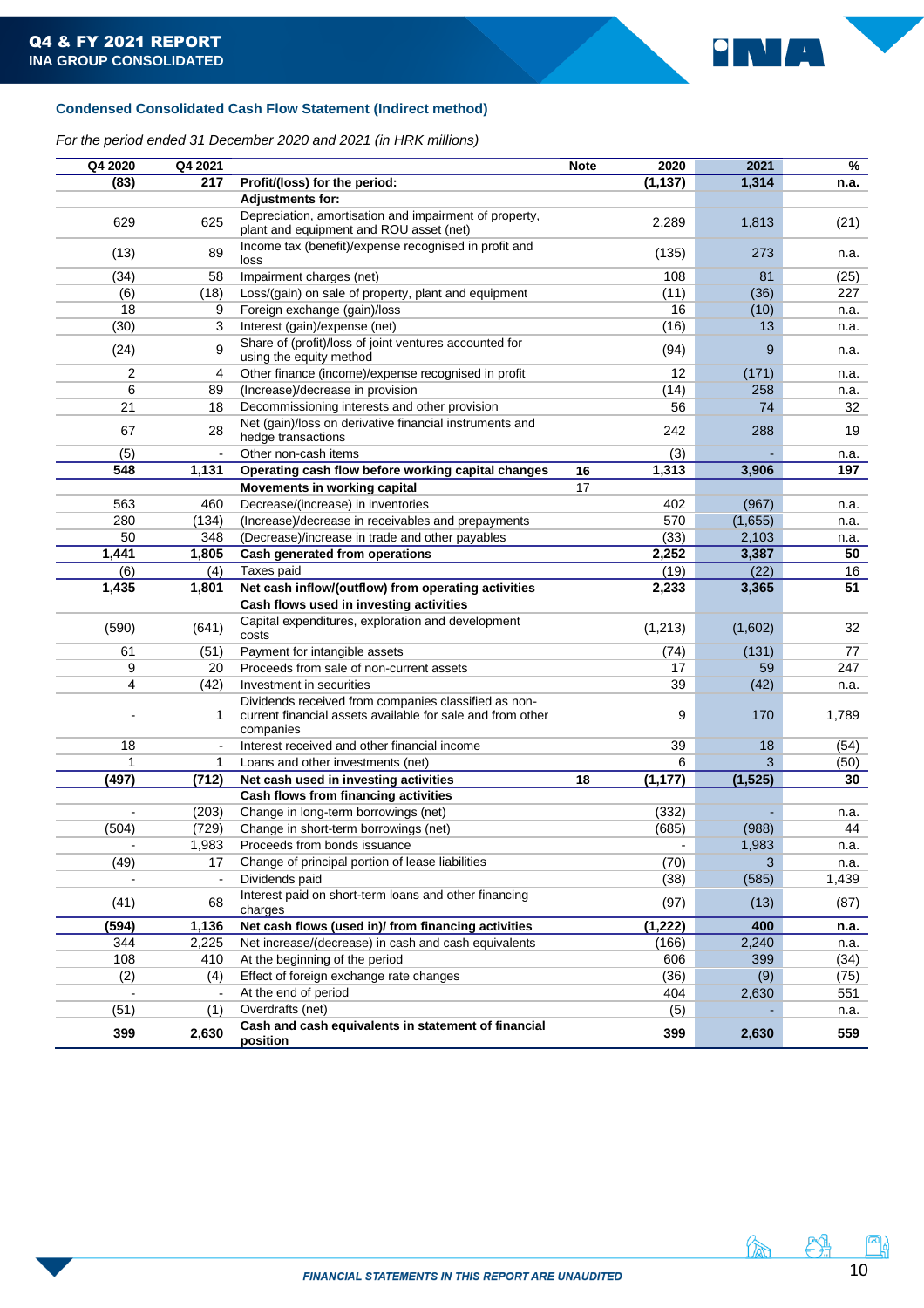## Condensed Consolidated Cash Flow Statement (Indirect method)

*For the period ended 31 December 2020 and 2021 (in HRK millions)*

| Q4 2020 | Q4 2021 | | Note | 2020 | 2021 | % |
|---|---|---|---|---|---|---|
| **(83)** | **217** | **Profit/(loss) for the period:** | | **(1,137)** | **1,314** | **n.a.** |
| | | **Adjustments for:** | | | | |
| 629 | 625 | Depreciation, amortisation and impairment of property, plant and equipment and ROU asset (net) | | 2,289 | 1,813 | (21) |
| (13) | 89 | Income tax (benefit)/expense recognised in profit and loss | | (135) | 273 | n.a. |
| (34) | 58 | Impairment charges (net) | | 108 | 81 | (25) |
| (6) | (18) | Loss/(gain) on sale of property, plant and equipment | | (11) | (36) | 227 |
| 18 | 9 | Foreign exchange (gain)/loss | | 16 | (10) | n.a. |
| (30) | 3 | Interest (gain)/expense (net) | | (16) | 13 | n.a. |
| (24) | 9 | Share of (profit)/loss of joint ventures accounted for using the equity method | | (94) | 9 | n.a. |
| 2 | 4 | Other finance (income)/expense recognised in profit | | 12 | (171) | n.a. |
| 6 | 89 | (Increase)/decrease in provision | | (14) | 258 | n.a. |
| 21 | 18 | Decommissioning interests and other provision | | 56 | 74 | 32 |
| 67 | 28 | Net (gain)/loss on derivative financial instruments and hedge transactions | | 242 | 288 | 19 |
| (5) | - | Other non-cash items | | (3) | - | n.a. |
| **548** | **1,131** | **Operating cash flow before working capital changes** | **16** | **1,313** | **3,906** | **197** |
| | | **Movements in working capital** | 17 | | | |
| 563 | 460 | Decrease/(increase) in inventories | | 402 | (967) | n.a. |
| 280 | (134) | (Increase)/decrease in receivables and prepayments | | 570 | (1,655) | n.a. |
| 50 | 348 | (Decrease)/increase in trade and other payables | | (33) | 2,103 | n.a. |
| **1,441** | **1,805** | **Cash generated from operations** | | **2,252** | **3,387** | **50** |
| (6) | (4) | Taxes paid | | (19) | (22) | 16 |
| **1,435** | **1,801** | **Net cash inflow/(outflow) from operating activities** | | **2,233** | **3,365** | **51** |
| | | **Cash flows used in investing activities** | | | | |
| (590) | (641) | Capital expenditures, exploration and development costs | | (1,213) | (1,602) | 32 |
| 61 | (51) | Payment for intangible assets | | (74) | (131) | 77 |
| 9 | 20 | Proceeds from sale of non-current assets | | 17 | 59 | 247 |
| 4 | (42) | Investment in securities | | 39 | (42) | n.a. |
| - | 1 | Dividends received from companies classified as non-current financial assets available for sale and from other companies | | 9 | 170 | 1,789 |
| 18 | - | Interest received and other financial income | | 39 | 18 | (54) |
| 1 | 1 | Loans and other investments (net) | | 6 | 3 | (50) |
| **(497)** | **(712)** | **Net cash used in investing activities** | **18** | **(1,177)** | **(1,525)** | **30** |
| | | **Cash flows from financing activities** | | | | |
| - | (203) | Change in long-term borrowings (net) | | (332) | - | n.a. |
| (504) | (729) | Change in short-term borrowings (net) | | (685) | (988) | 44 |
| - | 1,983 | Proceeds from bonds issuance | | - | 1,983 | n.a. |
| (49) | 17 | Change of principal portion of lease liabilities | | (70) | 3 | n.a. |
| - | - | Dividends paid | | (38) | (585) | 1,439 |
| (41) | 68 | Interest paid on short-term loans and other financing charges | | (97) | (13) | (87) |
| **(594)** | **1,136** | **Net cash flows (used in)/ from financing activities** | | **(1,222)** | **400** | **n.a.** |
| 344 | 2,225 | Net increase/(decrease) in cash and cash equivalents | | (166) | 2,240 | n.a. |
| 108 | 410 | At the beginning of the period | | 606 | 399 | (34) |
| (2) | (4) | Effect of foreign exchange rate changes | | (36) | (9) | (75) |
| - | - | At the end of period | | 404 | 2,630 | 551 |
| (51) | (1) | Overdrafts (net) | | (5) | - | n.a. |
| **399** | **2,630** | **Cash and cash equivalents in statement of financial position** | | **399** | **2,630** | **559** |

*FINANCIAL STATEMENTS IN THIS REPORT ARE UNAUDITED*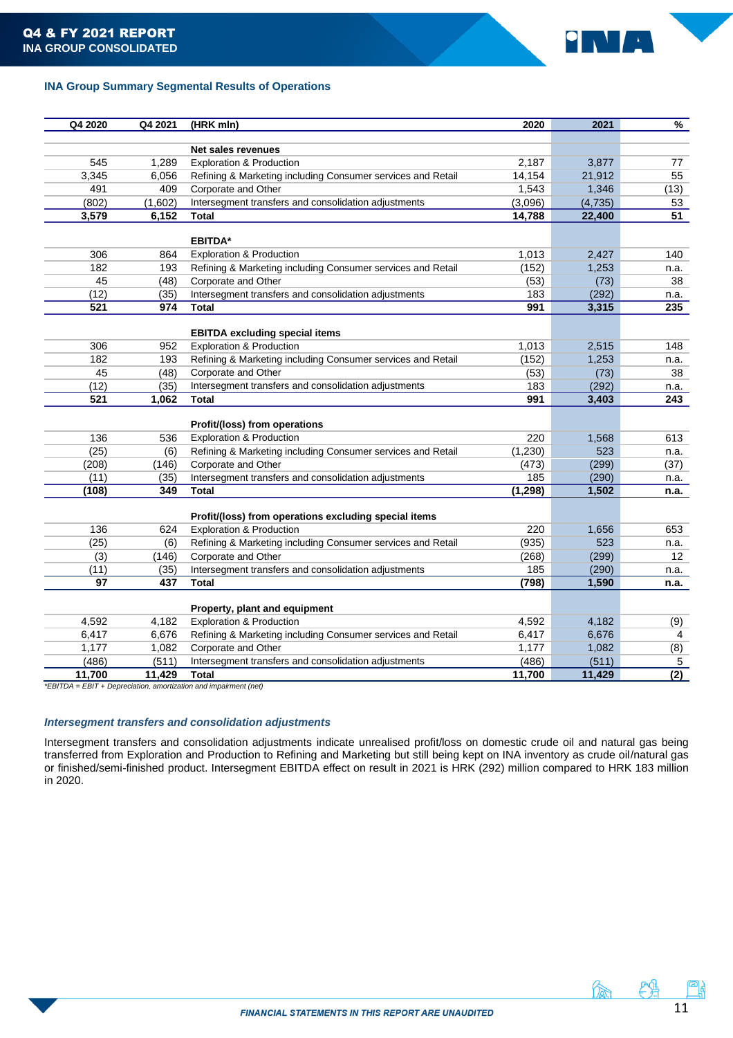## INA Group Summary Segmental Results of Operations

| Q4 2020 | Q4 2021 | (HRK mln) | 2020 | 2021 | % |
|---|---|---|---|---|---|
| | | **Net sales revenues** | | | |
| 545 | 1,289 | Exploration & Production | 2,187 | 3,877 | 77 |
| 3,345 | 6,056 | Refining & Marketing including Consumer services and Retail | 14,154 | 21,912 | 55 |
| 491 | 409 | Corporate and Other | 1,543 | 1,346 | (13) |
| (802) | (1,602) | Intersegment transfers and consolidation adjustments | (3,096) | (4,735) | 53 |
| **3,579** | **6,152** | **Total** | **14,788** | **22,400** | **51** |
| | | **EBITDA*** | | | |
| 306 | 864 | Exploration & Production | 1,013 | 2,427 | 140 |
| 182 | 193 | Refining & Marketing including Consumer services and Retail | (152) | 1,253 | n.a. |
| 45 | (48) | Corporate and Other | (53) | (73) | 38 |
| (12) | (35) | Intersegment transfers and consolidation adjustments | 183 | (292) | n.a. |
| **521** | **974** | **Total** | **991** | **3,315** | **235** |
| | | **EBITDA excluding special items** | | | |
| 306 | 952 | Exploration & Production | 1,013 | 2,515 | 148 |
| 182 | 193 | Refining & Marketing including Consumer services and Retail | (152) | 1,253 | n.a. |
| 45 | (48) | Corporate and Other | (53) | (73) | 38 |
| (12) | (35) | Intersegment transfers and consolidation adjustments | 183 | (292) | n.a. |
| **521** | **1,062** | **Total** | **991** | **3,403** | **243** |
| | | **Profit/(loss) from operations** | | | |
| 136 | 536 | Exploration & Production | 220 | 1,568 | 613 |
| (25) | (6) | Refining & Marketing including Consumer services and Retail | (1,230) | 523 | n.a. |
| (208) | (146) | Corporate and Other | (473) | (299) | (37) |
| (11) | (35) | Intersegment transfers and consolidation adjustments | 185 | (290) | n.a. |
| **(108)** | **349** | **Total** | **(1,298)** | **1,502** | **n.a.** |
| | | **Profit/(loss) from operations excluding special items** | | | |
| 136 | 624 | Exploration & Production | 220 | 1,656 | 653 |
| (25) | (6) | Refining & Marketing including Consumer services and Retail | (935) | 523 | n.a. |
| (3) | (146) | Corporate and Other | (268) | (299) | 12 |
| (11) | (35) | Intersegment transfers and consolidation adjustments | 185 | (290) | n.a. |
| **97** | **437** | **Total** | **(798)** | **1,590** | **n.a.** |
| | | **Property, plant and equipment** | | | |
| 4,592 | 4,182 | Exploration & Production | 4,592 | 4,182 | (9) |
| 6,417 | 6,676 | Refining & Marketing including Consumer services and Retail | 6,417 | 6,676 | 4 |
| 1,177 | 1,082 | Corporate and Other | 1,177 | 1,082 | (8) |
| (486) | (511) | Intersegment transfers and consolidation adjustments | (486) | (511) | 5 |
| **11,700** | **11,429** | **Total** | **11,700** | **11,429** | **(2)** |

*\*EBITDA = EBIT + Depreciation, amortization and impairment (net)*

### *Intersegment transfers and consolidation adjustments*

Intersegment transfers and consolidation adjustments indicate unrealised profit/loss on domestic crude oil and natural gas being transferred from Exploration and Production to Refining and Marketing but still being kept on INA inventory as crude oil/natural gas or finished/semi-finished product. Intersegment EBITDA effect on result in 2021 is HRK (292) million compared to HRK 183 million in 2020.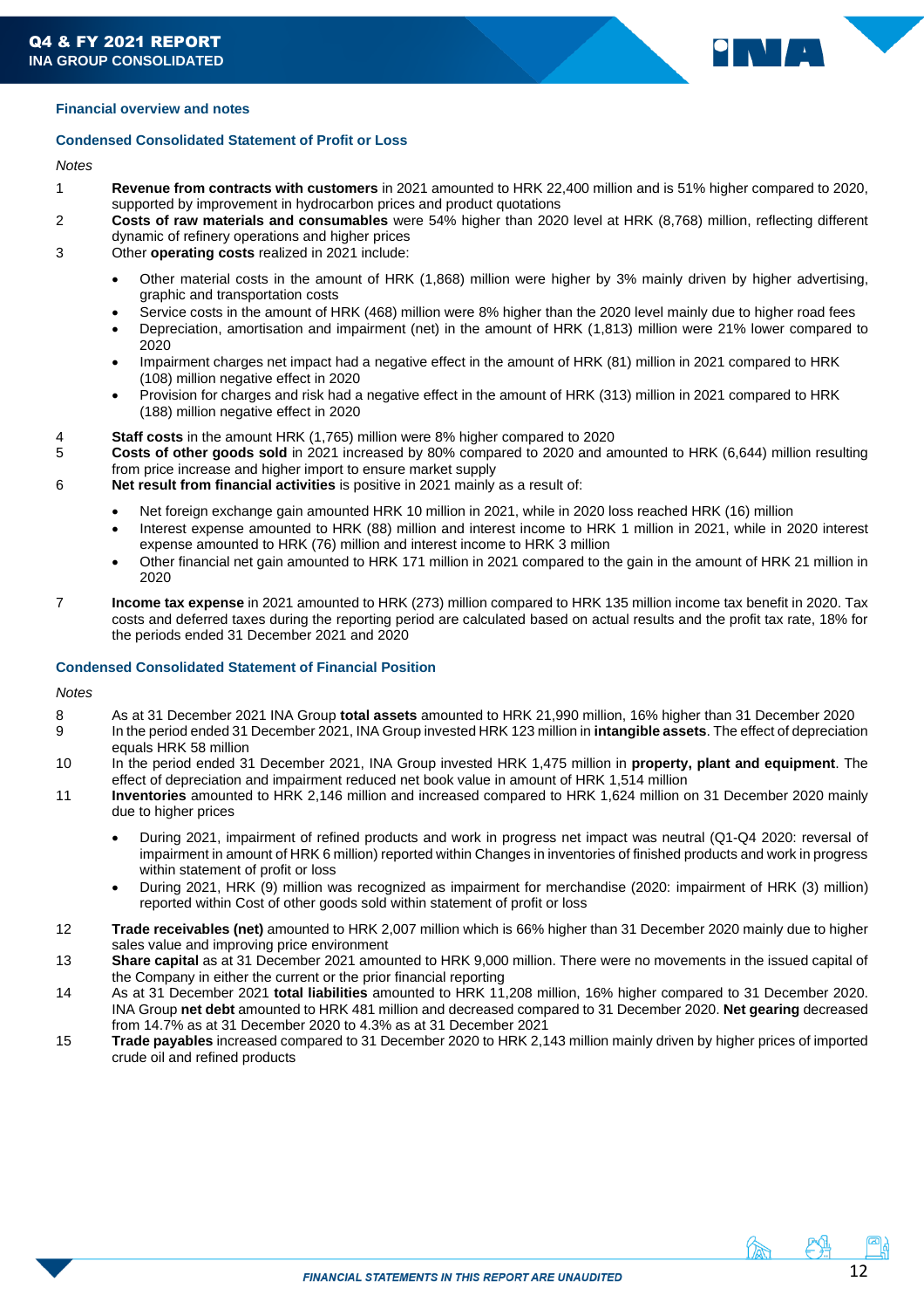## Financial overview and notes

### Condensed Consolidated Statement of Profit or Loss

*Notes*

1. **Revenue from contracts with customers** in 2021 amounted to HRK 22,400 million and is 51% higher compared to 2020, supported by improvement in hydrocarbon prices and product quotations
2. **Costs of raw materials and consumables** were 54% higher than 2020 level at HRK (8,768) million, reflecting different dynamic of refinery operations and higher prices
3. Other **operating costs** realized in 2021 include:
   - Other material costs in the amount of HRK (1,868) million were higher by 3% mainly driven by higher advertising, graphic and transportation costs
   - Service costs in the amount of HRK (468) million were 8% higher than the 2020 level mainly due to higher road fees
   - Depreciation, amortisation and impairment (net) in the amount of HRK (1,813) million were 21% lower compared to 2020
   - Impairment charges net impact had a negative effect in the amount of HRK (81) million in 2021 compared to HRK (108) million negative effect in 2020
   - Provision for charges and risk had a negative effect in the amount of HRK (313) million in 2021 compared to HRK (188) million negative effect in 2020
4. **Staff costs** in the amount HRK (1,765) million were 8% higher compared to 2020
5. **Costs of other goods sold** in 2021 increased by 80% compared to 2020 and amounted to HRK (6,644) million resulting from price increase and higher import to ensure market supply
6. **Net result from financial activities** is positive in 2021 mainly as a result of:
   - Net foreign exchange gain amounted HRK 10 million in 2021, while in 2020 loss reached HRK (16) million
   - Interest expense amounted to HRK (88) million and interest income to HRK 1 million in 2021, while in 2020 interest expense amounted to HRK (76) million and interest income to HRK 3 million
   - Other financial net gain amounted to HRK 171 million in 2021 compared to the gain in the amount of HRK 21 million in 2020
7. **Income tax expense** in 2021 amounted to HRK (273) million compared to HRK 135 million income tax benefit in 2020. Tax costs and deferred taxes during the reporting period are calculated based on actual results and the profit tax rate, 18% for the periods ended 31 December 2021 and 2020

### Condensed Consolidated Statement of Financial Position

*Notes*

8. As at 31 December 2021 INA Group **total assets** amounted to HRK 21,990 million, 16% higher than 31 December 2020
9. In the period ended 31 December 2021, INA Group invested HRK 123 million in **intangible assets**. The effect of depreciation equals HRK 58 million
10. In the period ended 31 December 2021, INA Group invested HRK 1,475 million in **property, plant and equipment**. The effect of depreciation and impairment reduced net book value in amount of HRK 1,514 million
11. **Inventories** amounted to HRK 2,146 million and increased compared to HRK 1,624 million on 31 December 2020 mainly due to higher prices
    - During 2021, impairment of refined products and work in progress net impact was neutral (Q1-Q4 2020: reversal of impairment in amount of HRK 6 million) reported within Changes in inventories of finished products and work in progress within statement of profit or loss
    - During 2021, HRK (9) million was recognized as impairment for merchandise (2020: impairment of HRK (3) million) reported within Cost of other goods sold within statement of profit or loss
12. **Trade receivables (net)** amounted to HRK 2,007 million which is 66% higher than 31 December 2020 mainly due to higher sales value and improving price environment
13. **Share capital** as at 31 December 2021 amounted to HRK 9,000 million. There were no movements in the issued capital of the Company in either the current or the prior financial reporting
14. As at 31 December 2021 **total liabilities** amounted to HRK 11,208 million, 16% higher compared to 31 December 2020. INA Group **net debt** amounted to HRK 481 million and decreased compared to 31 December 2020. **Net gearing** decreased from 14.7% as at 31 December 2020 to 4.3% as at 31 December 2021
15. **Trade payables** increased compared to 31 December 2020 to HRK 2,143 million mainly driven by higher prices of imported crude oil and refined products

*FINANCIAL STATEMENTS IN THIS REPORT ARE UNAUDITED*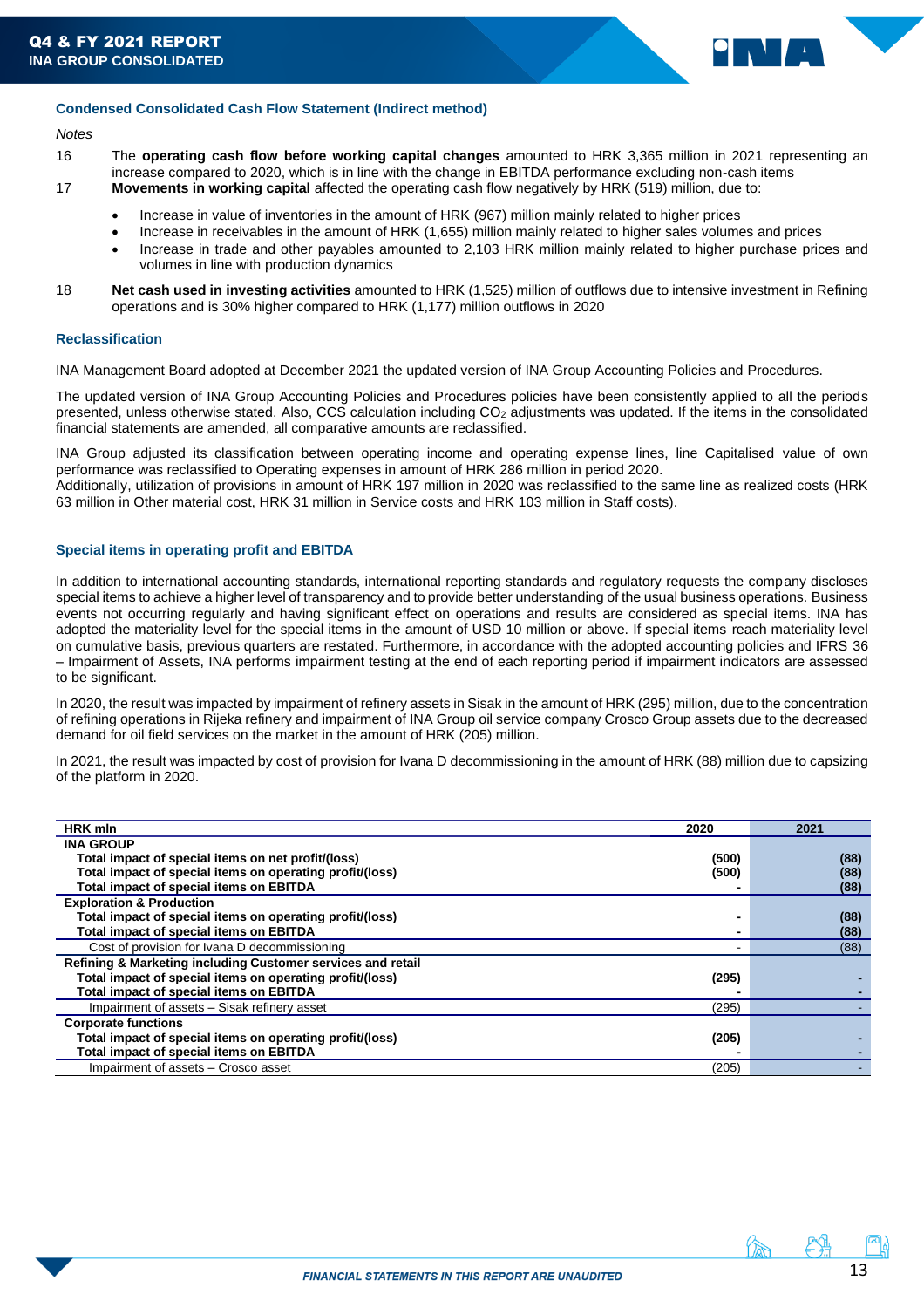### Condensed Consolidated Cash Flow Statement (Indirect method)

*Notes*

16 The **operating cash flow before working capital changes** amounted to HRK 3,365 million in 2021 representing an increase compared to 2020, which is in line with the change in EBITDA performance excluding non-cash items

17 **Movements in working capital** affected the operating cash flow negatively by HRK (519) million, due to:

- Increase in value of inventories in the amount of HRK (967) million mainly related to higher prices
- Increase in receivables in the amount of HRK (1,655) million mainly related to higher sales volumes and prices
- Increase in trade and other payables amounted to 2,103 HRK million mainly related to higher purchase prices and volumes in line with production dynamics

18 **Net cash used in investing activities** amounted to HRK (1,525) million of outflows due to intensive investment in Refining operations and is 30% higher compared to HRK (1,177) million outflows in 2020

### Reclassification

INA Management Board adopted at December 2021 the updated version of INA Group Accounting Policies and Procedures.

The updated version of INA Group Accounting Policies and Procedures policies have been consistently applied to all the periods presented, unless otherwise stated. Also, CCS calculation including $CO_2$ adjustments was updated. If the items in the consolidated financial statements are amended, all comparative amounts are reclassified.

INA Group adjusted its classification between operating income and operating expense lines, line Capitalised value of own performance was reclassified to Operating expenses in amount of HRK 286 million in period 2020.
Additionally, utilization of provisions in amount of HRK 197 million in 2020 was reclassified to the same line as realized costs (HRK 63 million in Other material cost, HRK 31 million in Service costs and HRK 103 million in Staff costs).

### Special items in operating profit and EBITDA

In addition to international accounting standards, international reporting standards and regulatory requests the company discloses special items to achieve a higher level of transparency and to provide better understanding of the usual business operations. Business events not occurring regularly and having significant effect on operations and results are considered as special items. INA has adopted the materiality level for the special items in the amount of USD 10 million or above. If special items reach materiality level on cumulative basis, previous quarters are restated. Furthermore, in accordance with the adopted accounting policies and IFRS 36 – Impairment of Assets, INA performs impairment testing at the end of each reporting period if impairment indicators are assessed to be significant.

In 2020, the result was impacted by impairment of refinery assets in Sisak in the amount of HRK (295) million, due to the concentration of refining operations in Rijeka refinery and impairment of INA Group oil service company Crosco Group assets due to the decreased demand for oil field services on the market in the amount of HRK (205) million.

In 2021, the result was impacted by cost of provision for Ivana D decommissioning in the amount of HRK (88) million due to capsizing of the platform in 2020.

| HRK mln | 2020 | 2021 |
|---|---|---|
| **INA GROUP** | | |
| **Total impact of special items on net profit/(loss)** | **(500)** | **(88)** |
| **Total impact of special items on operating profit/(loss)** | **(500)** | **(88)** |
| **Total impact of special items on EBITDA** | **-** | **(88)** |
| **Exploration & Production** | | |
| **Total impact of special items on operating profit/(loss)** | **-** | **(88)** |
| **Total impact of special items on EBITDA** | **-** | **(88)** |
| Cost of provision for Ivana D decommissioning | - | (88) |
| **Refining & Marketing including Customer services and retail** | | |
| **Total impact of special items on operating profit/(loss)** | **(295)** | **-** |
| **Total impact of special items on EBITDA** | **-** | **-** |
| Impairment of assets – Sisak refinery asset | (295) | - |
| **Corporate functions** | | |
| **Total impact of special items on operating profit/(loss)** | **(205)** | **-** |
| **Total impact of special items on EBITDA** | **-** | **-** |
| Impairment of assets – Crosco asset | (205) | - |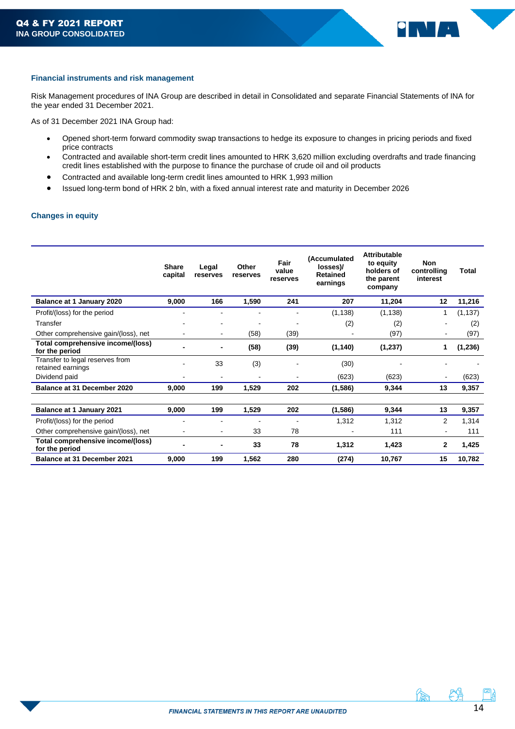### Financial instruments and risk management

Risk Management procedures of INA Group are described in detail in Consolidated and separate Financial Statements of INA for the year ended 31 December 2021.

As of 31 December 2021 INA Group had:

- Opened short-term forward commodity swap transactions to hedge its exposure to changes in pricing periods and fixed price contracts
- Contracted and available short-term credit lines amounted to HRK 3,620 million excluding overdrafts and trade financing credit lines established with the purpose to finance the purchase of crude oil and oil products
- Contracted and available long-term credit lines amounted to HRK 1,993 million
- Issued long-term bond of HRK 2 bln, with a fixed annual interest rate and maturity in December 2026

### Changes in equity

| | Share capital | Legal reserves | Other reserves | Fair value reserves | (Accumulated losses)/ Retained earnings | Attributable to equity holders of the parent company | Non controlling interest | Total |
|---|---|---|---|---|---|---|---|---|
| **Balance at 1 January 2020** | **9,000** | **166** | **1,590** | **241** | **207** | **11,204** | **12** | **11,216** |
| Profit/(loss) for the period | - | - | - | - | (1,138) | (1,138) | 1 | (1,137) |
| Transfer | - | - | - | - | (2) | (2) | - | (2) |
| Other comprehensive gain/(loss), net | - | - | (58) | (39) | - | (97) | - | (97) |
| **Total comprehensive income/(loss) for the period** | **-** | **-** | **(58)** | **(39)** | **(1,140)** | **(1,237)** | **1** | **(1,236)** |
| Transfer to legal reserves from retained earnings | - | 33 | (3) | - | (30) | - | - | - |
| Dividend paid | - | - | - | - | (623) | (623) | - | (623) |
| **Balance at 31 December 2020** | **9,000** | **199** | **1,529** | **202** | **(1,586)** | **9,344** | **13** | **9,357** |
| | | | | | | | | |
| **Balance at 1 January 2021** | **9,000** | **199** | **1,529** | **202** | **(1,586)** | **9,344** | **13** | **9,357** |
| Profit/(loss) for the period | - | - | - | - | 1,312 | 1,312 | 2 | 1,314 |
| Other comprehensive gain/(loss), net | - | - | 33 | 78 | - | 111 | - | 111 |
| **Total comprehensive income/(loss) for the period** | **-** | **-** | **33** | **78** | **1,312** | **1,423** | **2** | **1,425** |
| **Balance at 31 December 2021** | **9,000** | **199** | **1,562** | **280** | **(274)** | **10,767** | **15** | **10,782** |

*FINANCIAL STATEMENTS IN THIS REPORT ARE UNAUDITED*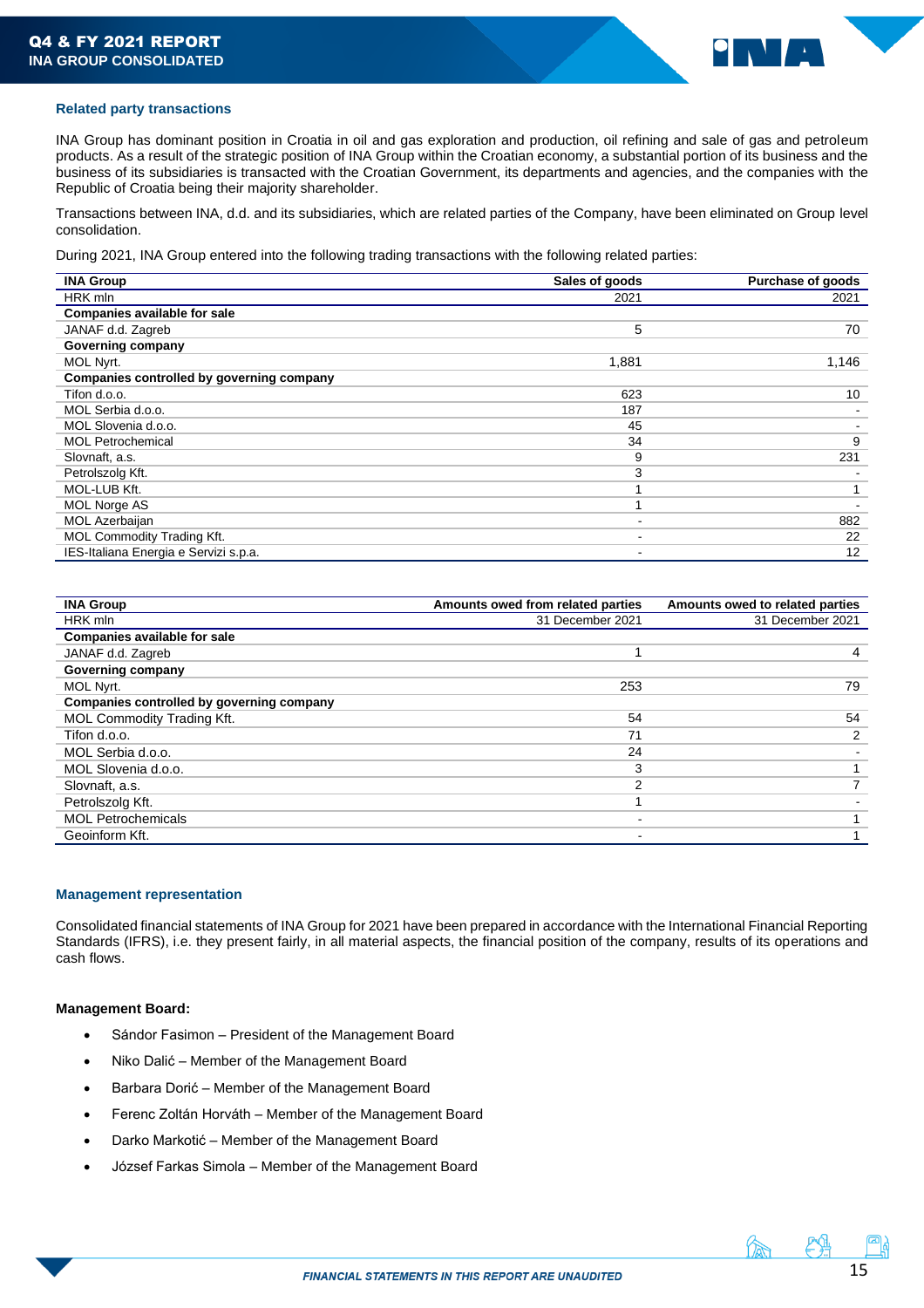## Related party transactions

INA Group has dominant position in Croatia in oil and gas exploration and production, oil refining and sale of gas and petroleum products. As a result of the strategic position of INA Group within the Croatian economy, a substantial portion of its business and the business of its subsidiaries is transacted with the Croatian Government, its departments and agencies, and the companies with the Republic of Croatia being their majority shareholder.

Transactions between INA, d.d. and its subsidiaries, which are related parties of the Company, have been eliminated on Group level consolidation.

During 2021, INA Group entered into the following trading transactions with the following related parties:

| INA Group | Sales of goods | Purchase of goods |
|---|---|---|
| HRK mln | 2021 | 2021 |
| **Companies available for sale** | | |
| JANAF d.d. Zagreb | 5 | 70 |
| **Governing company** | | |
| MOL Nyrt. | 1,881 | 1,146 |
| **Companies controlled by governing company** | | |
| Tifon d.o.o. | 623 | 10 |
| MOL Serbia d.o.o. | 187 | - |
| MOL Slovenia d.o.o. | 45 | - |
| MOL Petrochemical | 34 | 9 |
| Slovnaft, a.s. | 9 | 231 |
| Petrolszolg Kft. | 3 | - |
| MOL-LUB Kft. | 1 | 1 |
| MOL Norge AS | 1 | - |
| MOL Azerbaijan | - | 882 |
| MOL Commodity Trading Kft. | - | 22 |
| IES-Italiana Energia e Servizi s.p.a. | - | 12 |

| INA Group | Amounts owed from related parties | Amounts owed to related parties |
|---|---|---|
| HRK mln | 31 December 2021 | 31 December 2021 |
| **Companies available for sale** | | |
| JANAF d.d. Zagreb | 1 | 4 |
| **Governing company** | | |
| MOL Nyrt. | 253 | 79 |
| **Companies controlled by governing company** | | |
| MOL Commodity Trading Kft. | 54 | 54 |
| Tifon d.o.o. | 71 | 2 |
| MOL Serbia d.o.o. | 24 | - |
| MOL Slovenia d.o.o. | 3 | 1 |
| Slovnaft, a.s. | 2 | 7 |
| Petrolszolg Kft. | 1 | - |
| MOL Petrochemicals | - | 1 |
| Geoinform Kft. | - | 1 |

## Management representation

Consolidated financial statements of INA Group for 2021 have been prepared in accordance with the International Financial Reporting Standards (IFRS), i.e. they present fairly, in all material aspects, the financial position of the company, results of its operations and cash flows.

**Management Board:**

- Sándor Fasimon – President of the Management Board
- Niko Dalić – Member of the Management Board
- Barbara Dorić – Member of the Management Board
- Ferenc Zoltán Horváth – Member of the Management Board
- Darko Markotić – Member of the Management Board
- József Farkas Simola – Member of the Management Board

*FINANCIAL STATEMENTS IN THIS REPORT ARE UNAUDITED*